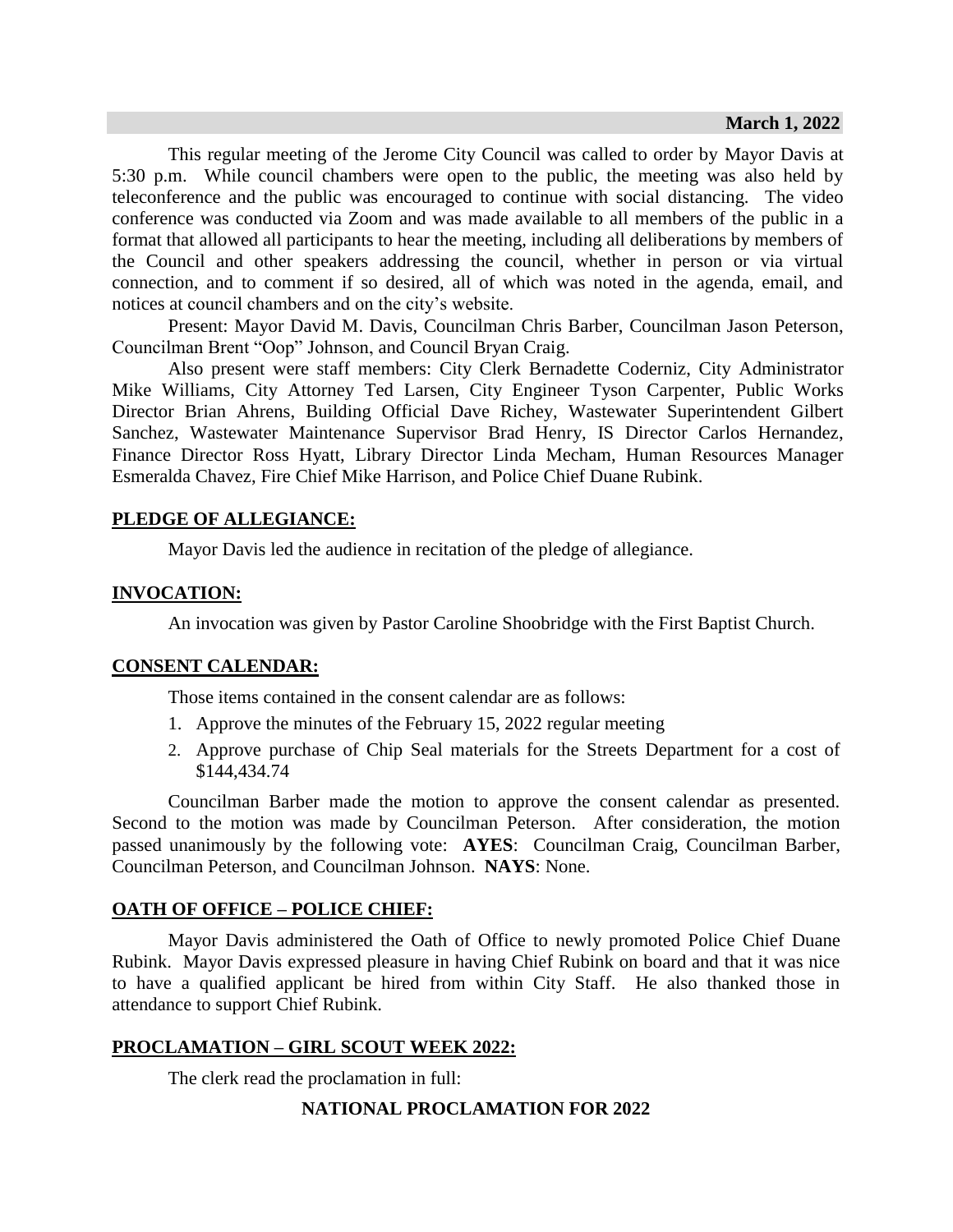**March 1, 2022**

This regular meeting of the Jerome City Council was called to order by Mayor Davis at 5:30 p.m. While council chambers were open to the public, the meeting was also held by teleconference and the public was encouraged to continue with social distancing. The video conference was conducted via Zoom and was made available to all members of the public in a format that allowed all participants to hear the meeting, including all deliberations by members of the Council and other speakers addressing the council, whether in person or via virtual connection, and to comment if so desired, all of which was noted in the agenda, email, and notices at council chambers and on the city's website.

Present: Mayor David M. Davis, Councilman Chris Barber, Councilman Jason Peterson, Councilman Brent "Oop" Johnson, and Council Bryan Craig.

Also present were staff members: City Clerk Bernadette Coderniz, City Administrator Mike Williams, City Attorney Ted Larsen, City Engineer Tyson Carpenter, Public Works Director Brian Ahrens, Building Official Dave Richey, Wastewater Superintendent Gilbert Sanchez, Wastewater Maintenance Supervisor Brad Henry, IS Director Carlos Hernandez, Finance Director Ross Hyatt, Library Director Linda Mecham, Human Resources Manager Esmeralda Chavez, Fire Chief Mike Harrison, and Police Chief Duane Rubink.

## PLEDGE OF ALLEGIANCE:

Mayor Davis led the audience in recitation of the pledge of allegiance.

## INVOCATION:

An invocation was given by Pastor Caroline Shoobridge with the First Baptist Church.

## CONSENT CALENDAR:

Those items contained in the consent calendar are as follows:

1. Approve the minutes of the February 15, 2022 regular meeting
2. Approve purchase of Chip Seal materials for the Streets Department for a cost of $144,434.74

Councilman Barber made the motion to approve the consent calendar as presented. Second to the motion was made by Councilman Peterson. After consideration, the motion passed unanimously by the following vote: **AYES**: Councilman Craig, Councilman Barber, Councilman Peterson, and Councilman Johnson. **NAYS**: None.

## OATH OF OFFICE – POLICE CHIEF:

Mayor Davis administered the Oath of Office to newly promoted Police Chief Duane Rubink. Mayor Davis expressed pleasure in having Chief Rubink on board and that it was nice to have a qualified applicant be hired from within City Staff. He also thanked those in attendance to support Chief Rubink.

## PROCLAMATION – GIRL SCOUT WEEK 2022:

The clerk read the proclamation in full:

**NATIONAL PROCLAMATION FOR 2022**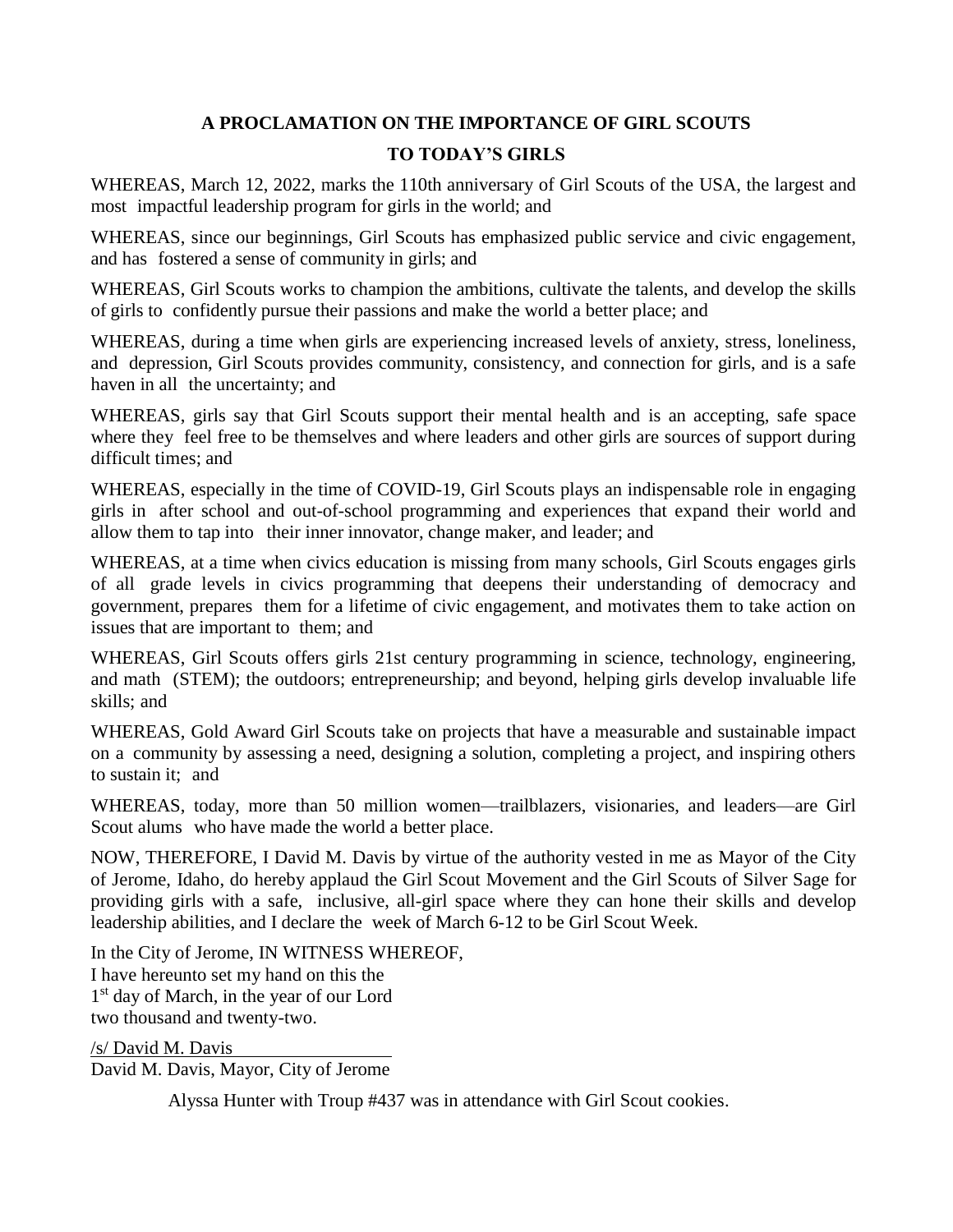**A PROCLAMATION ON THE IMPORTANCE OF GIRL SCOUTS**

**TO TODAY'S GIRLS**

WHEREAS, March 12, 2022, marks the 110th anniversary of Girl Scouts of the USA, the largest and most impactful leadership program for girls in the world; and

WHEREAS, since our beginnings, Girl Scouts has emphasized public service and civic engagement, and has fostered a sense of community in girls; and

WHEREAS, Girl Scouts works to champion the ambitions, cultivate the talents, and develop the skills of girls to confidently pursue their passions and make the world a better place; and

WHEREAS, during a time when girls are experiencing increased levels of anxiety, stress, loneliness, and depression, Girl Scouts provides community, consistency, and connection for girls, and is a safe haven in all the uncertainty; and

WHEREAS, girls say that Girl Scouts support their mental health and is an accepting, safe space where they feel free to be themselves and where leaders and other girls are sources of support during difficult times; and

WHEREAS, especially in the time of COVID-19, Girl Scouts plays an indispensable role in engaging girls in after school and out-of-school programming and experiences that expand their world and allow them to tap into their inner innovator, change maker, and leader; and

WHEREAS, at a time when civics education is missing from many schools, Girl Scouts engages girls of all grade levels in civics programming that deepens their understanding of democracy and government, prepares them for a lifetime of civic engagement, and motivates them to take action on issues that are important to them; and

WHEREAS, Girl Scouts offers girls 21st century programming in science, technology, engineering, and math (STEM); the outdoors; entrepreneurship; and beyond, helping girls develop invaluable life skills; and

WHEREAS, Gold Award Girl Scouts take on projects that have a measurable and sustainable impact on a community by assessing a need, designing a solution, completing a project, and inspiring others to sustain it; and

WHEREAS, today, more than 50 million women—trailblazers, visionaries, and leaders—are Girl Scout alums who have made the world a better place.

NOW, THEREFORE, I David M. Davis by virtue of the authority vested in me as Mayor of the City of Jerome, Idaho, do hereby applaud the Girl Scout Movement and the Girl Scouts of Silver Sage for providing girls with a safe, inclusive, all-girl space where they can hone their skills and develop leadership abilities, and I declare the week of March 6-12 to be Girl Scout Week.

In the City of Jerome, IN WITNESS WHEREOF,
I have hereunto set my hand on this the
1st day of March, in the year of our Lord
two thousand and twenty-two.

/s/ David M. Davis
David M. Davis, Mayor, City of Jerome

Alyssa Hunter with Troup #437 was in attendance with Girl Scout cookies.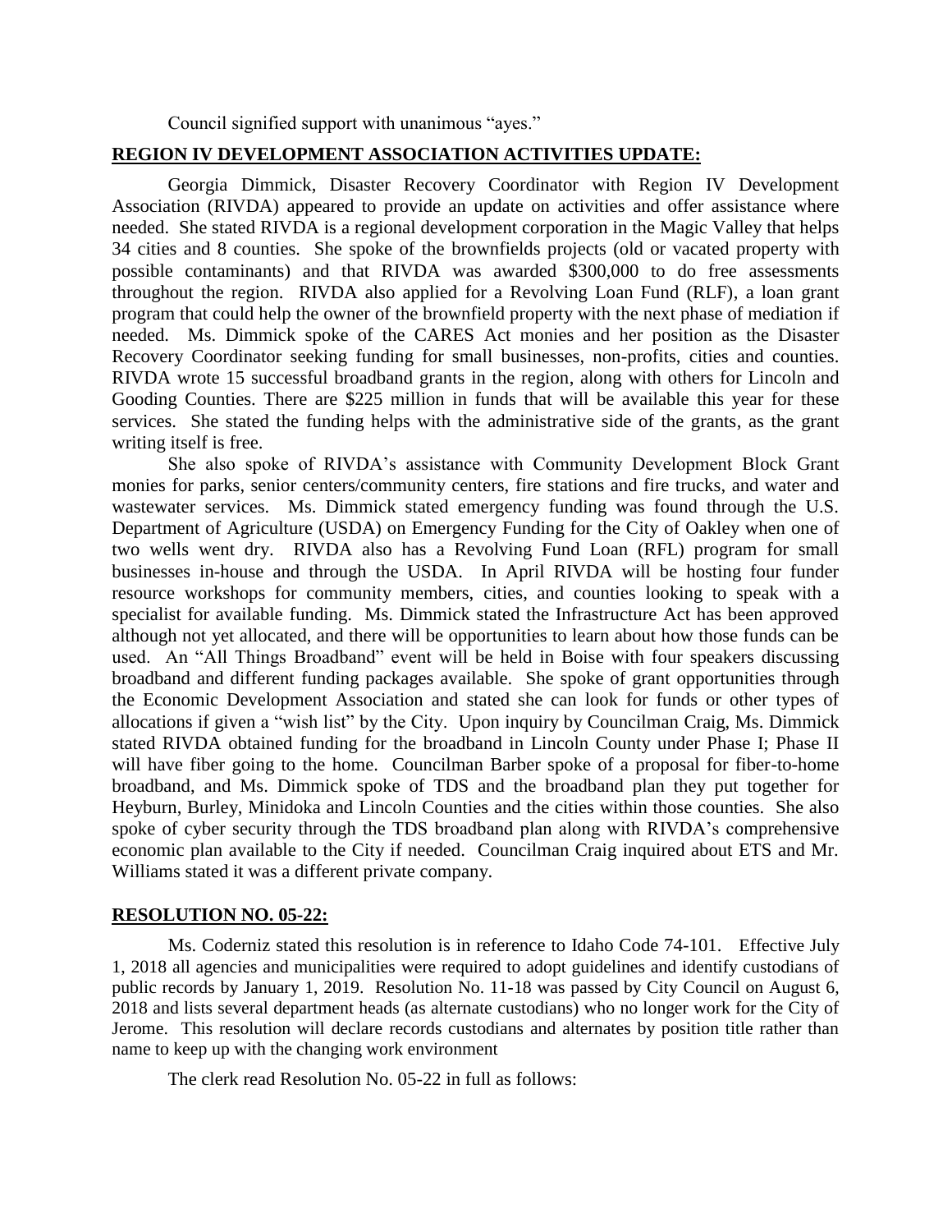Council signified support with unanimous "ayes."

**REGION IV DEVELOPMENT ASSOCIATION ACTIVITIES UPDATE:**

Georgia Dimmick, Disaster Recovery Coordinator with Region IV Development Association (RIVDA) appeared to provide an update on activities and offer assistance where needed. She stated RIVDA is a regional development corporation in the Magic Valley that helps 34 cities and 8 counties. She spoke of the brownfields projects (old or vacated property with possible contaminants) and that RIVDA was awarded $300,000 to do free assessments throughout the region. RIVDA also applied for a Revolving Loan Fund (RLF), a loan grant program that could help the owner of the brownfield property with the next phase of mediation if needed. Ms. Dimmick spoke of the CARES Act monies and her position as the Disaster Recovery Coordinator seeking funding for small businesses, non-profits, cities and counties. RIVDA wrote 15 successful broadband grants in the region, along with others for Lincoln and Gooding Counties. There are $225 million in funds that will be available this year for these services. She stated the funding helps with the administrative side of the grants, as the grant writing itself is free.

She also spoke of RIVDA's assistance with Community Development Block Grant monies for parks, senior centers/community centers, fire stations and fire trucks, and water and wastewater services. Ms. Dimmick stated emergency funding was found through the U.S. Department of Agriculture (USDA) on Emergency Funding for the City of Oakley when one of two wells went dry. RIVDA also has a Revolving Fund Loan (RFL) program for small businesses in-house and through the USDA. In April RIVDA will be hosting four funder resource workshops for community members, cities, and counties looking to speak with a specialist for available funding. Ms. Dimmick stated the Infrastructure Act has been approved although not yet allocated, and there will be opportunities to learn about how those funds can be used. An "All Things Broadband" event will be held in Boise with four speakers discussing broadband and different funding packages available. She spoke of grant opportunities through the Economic Development Association and stated she can look for funds or other types of allocations if given a "wish list" by the City. Upon inquiry by Councilman Craig, Ms. Dimmick stated RIVDA obtained funding for the broadband in Lincoln County under Phase I; Phase II will have fiber going to the home. Councilman Barber spoke of a proposal for fiber-to-home broadband, and Ms. Dimmick spoke of TDS and the broadband plan they put together for Heyburn, Burley, Minidoka and Lincoln Counties and the cities within those counties. She also spoke of cyber security through the TDS broadband plan along with RIVDA's comprehensive economic plan available to the City if needed. Councilman Craig inquired about ETS and Mr. Williams stated it was a different private company.

**RESOLUTION NO. 05-22:**

Ms. Coderniz stated this resolution is in reference to Idaho Code 74-101. Effective July 1, 2018 all agencies and municipalities were required to adopt guidelines and identify custodians of public records by January 1, 2019. Resolution No. 11-18 was passed by City Council on August 6, 2018 and lists several department heads (as alternate custodians) who no longer work for the City of Jerome. This resolution will declare records custodians and alternates by position title rather than name to keep up with the changing work environment

The clerk read Resolution No. 05-22 in full as follows: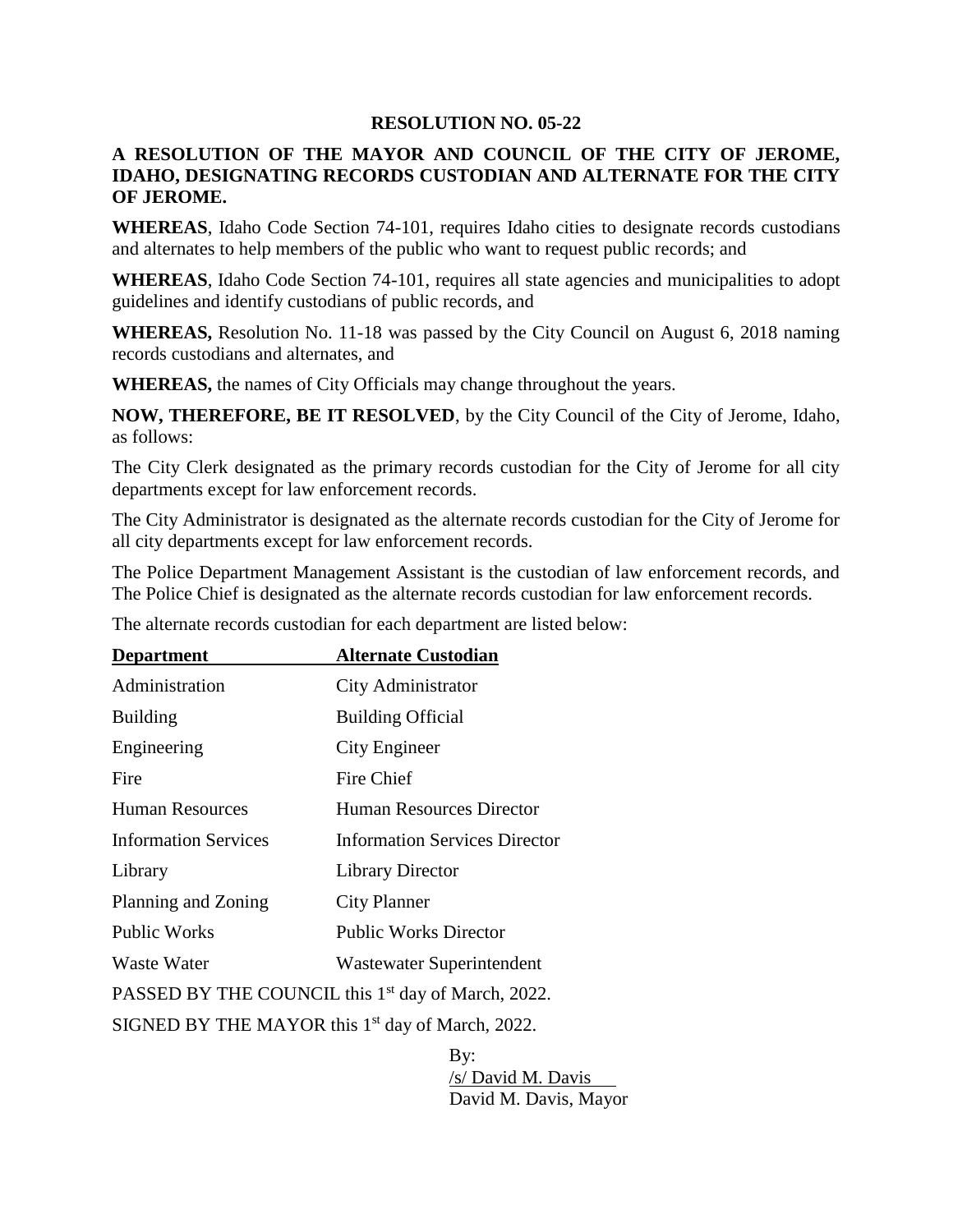**RESOLUTION NO. 05-22**

**A RESOLUTION OF THE MAYOR AND COUNCIL OF THE CITY OF JEROME, IDAHO, DESIGNATING RECORDS CUSTODIAN AND ALTERNATE FOR THE CITY OF JEROME.**

**WHEREAS**, Idaho Code Section 74-101, requires Idaho cities to designate records custodians and alternates to help members of the public who want to request public records; and

**WHEREAS**, Idaho Code Section 74-101, requires all state agencies and municipalities to adopt guidelines and identify custodians of public records, and

**WHEREAS,** Resolution No. 11-18 was passed by the City Council on August 6, 2018 naming records custodians and alternates, and

**WHEREAS,** the names of City Officials may change throughout the years.

**NOW, THEREFORE, BE IT RESOLVED**, by the City Council of the City of Jerome, Idaho, as follows:

The City Clerk designated as the primary records custodian for the City of Jerome for all city departments except for law enforcement records.

The City Administrator is designated as the alternate records custodian for the City of Jerome for all city departments except for law enforcement records.

The Police Department Management Assistant is the custodian of law enforcement records, and The Police Chief is designated as the alternate records custodian for law enforcement records.

The alternate records custodian for each department are listed below:

| Department | Alternate Custodian |
|---|---|
| Administration | City Administrator |
| Building | Building Official |
| Engineering | City Engineer |
| Fire | Fire Chief |
| Human Resources | Human Resources Director |
| Information Services | Information Services Director |
| Library | Library Director |
| Planning and Zoning | City Planner |
| Public Works | Public Works Director |
| Waste Water | Wastewater Superintendent |

PASSED BY THE COUNCIL this 1st day of March, 2022.

SIGNED BY THE MAYOR this 1st day of March, 2022.

By:
/s/ David M. Davis
David M. Davis, Mayor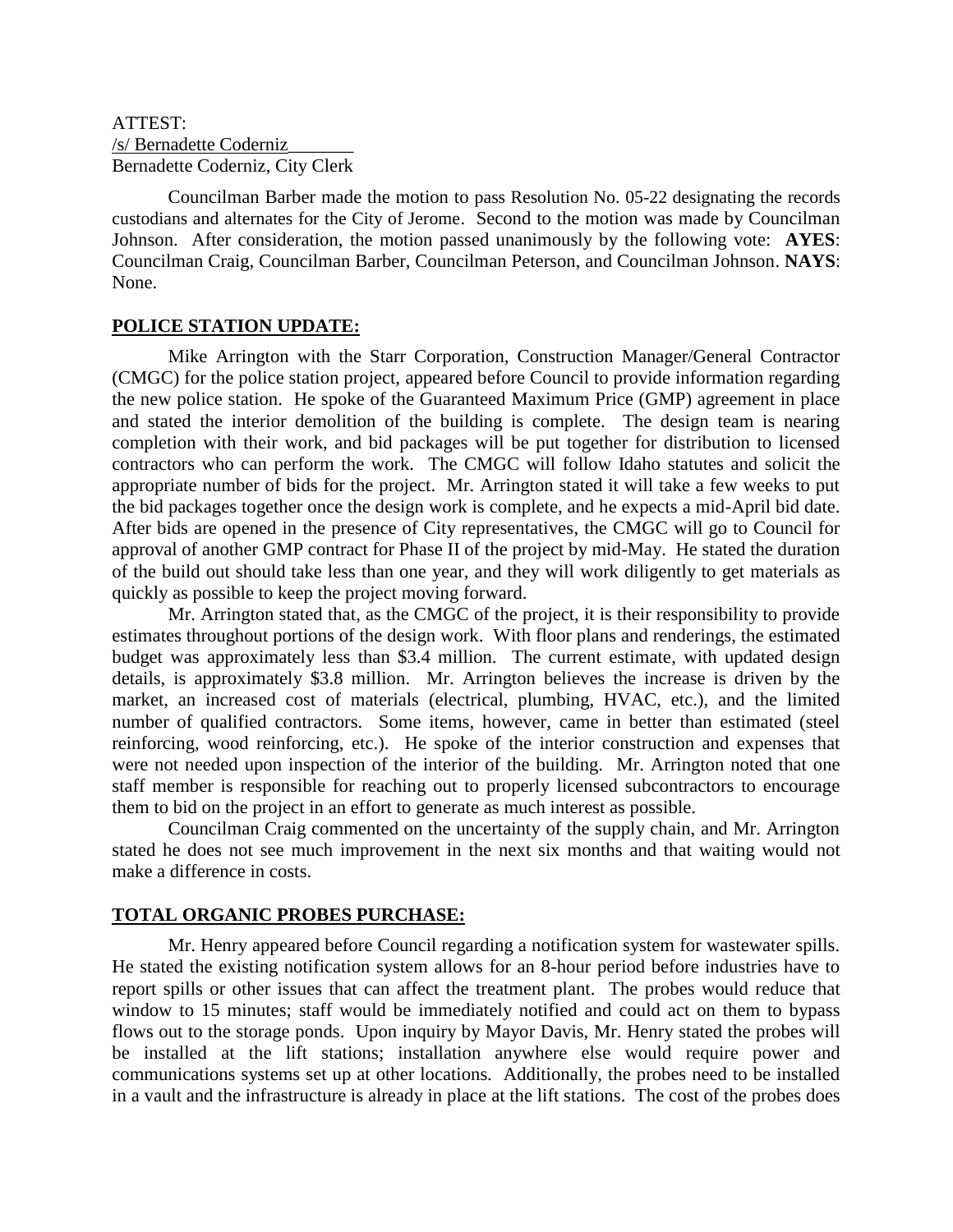ATTEST:
/s/ Bernadette Coderniz
Bernadette Coderniz, City Clerk

Councilman Barber made the motion to pass Resolution No. 05-22 designating the records custodians and alternates for the City of Jerome. Second to the motion was made by Councilman Johnson. After consideration, the motion passed unanimously by the following vote: **AYES**: Councilman Craig, Councilman Barber, Councilman Peterson, and Councilman Johnson. **NAYS**: None.

## POLICE STATION UPDATE:

Mike Arrington with the Starr Corporation, Construction Manager/General Contractor (CMGC) for the police station project, appeared before Council to provide information regarding the new police station. He spoke of the Guaranteed Maximum Price (GMP) agreement in place and stated the interior demolition of the building is complete. The design team is nearing completion with their work, and bid packages will be put together for distribution to licensed contractors who can perform the work. The CMGC will follow Idaho statutes and solicit the appropriate number of bids for the project. Mr. Arrington stated it will take a few weeks to put the bid packages together once the design work is complete, and he expects a mid-April bid date. After bids are opened in the presence of City representatives, the CMGC will go to Council for approval of another GMP contract for Phase II of the project by mid-May. He stated the duration of the build out should take less than one year, and they will work diligently to get materials as quickly as possible to keep the project moving forward.

Mr. Arrington stated that, as the CMGC of the project, it is their responsibility to provide estimates throughout portions of the design work. With floor plans and renderings, the estimated budget was approximately less than $3.4 million. The current estimate, with updated design details, is approximately $3.8 million. Mr. Arrington believes the increase is driven by the market, an increased cost of materials (electrical, plumbing, HVAC, etc.), and the limited number of qualified contractors. Some items, however, came in better than estimated (steel reinforcing, wood reinforcing, etc.). He spoke of the interior construction and expenses that were not needed upon inspection of the interior of the building. Mr. Arrington noted that one staff member is responsible for reaching out to properly licensed subcontractors to encourage them to bid on the project in an effort to generate as much interest as possible.

Councilman Craig commented on the uncertainty of the supply chain, and Mr. Arrington stated he does not see much improvement in the next six months and that waiting would not make a difference in costs.

## TOTAL ORGANIC PROBES PURCHASE:

Mr. Henry appeared before Council regarding a notification system for wastewater spills. He stated the existing notification system allows for an 8-hour period before industries have to report spills or other issues that can affect the treatment plant. The probes would reduce that window to 15 minutes; staff would be immediately notified and could act on them to bypass flows out to the storage ponds. Upon inquiry by Mayor Davis, Mr. Henry stated the probes will be installed at the lift stations; installation anywhere else would require power and communications systems set up at other locations. Additionally, the probes need to be installed in a vault and the infrastructure is already in place at the lift stations. The cost of the probes does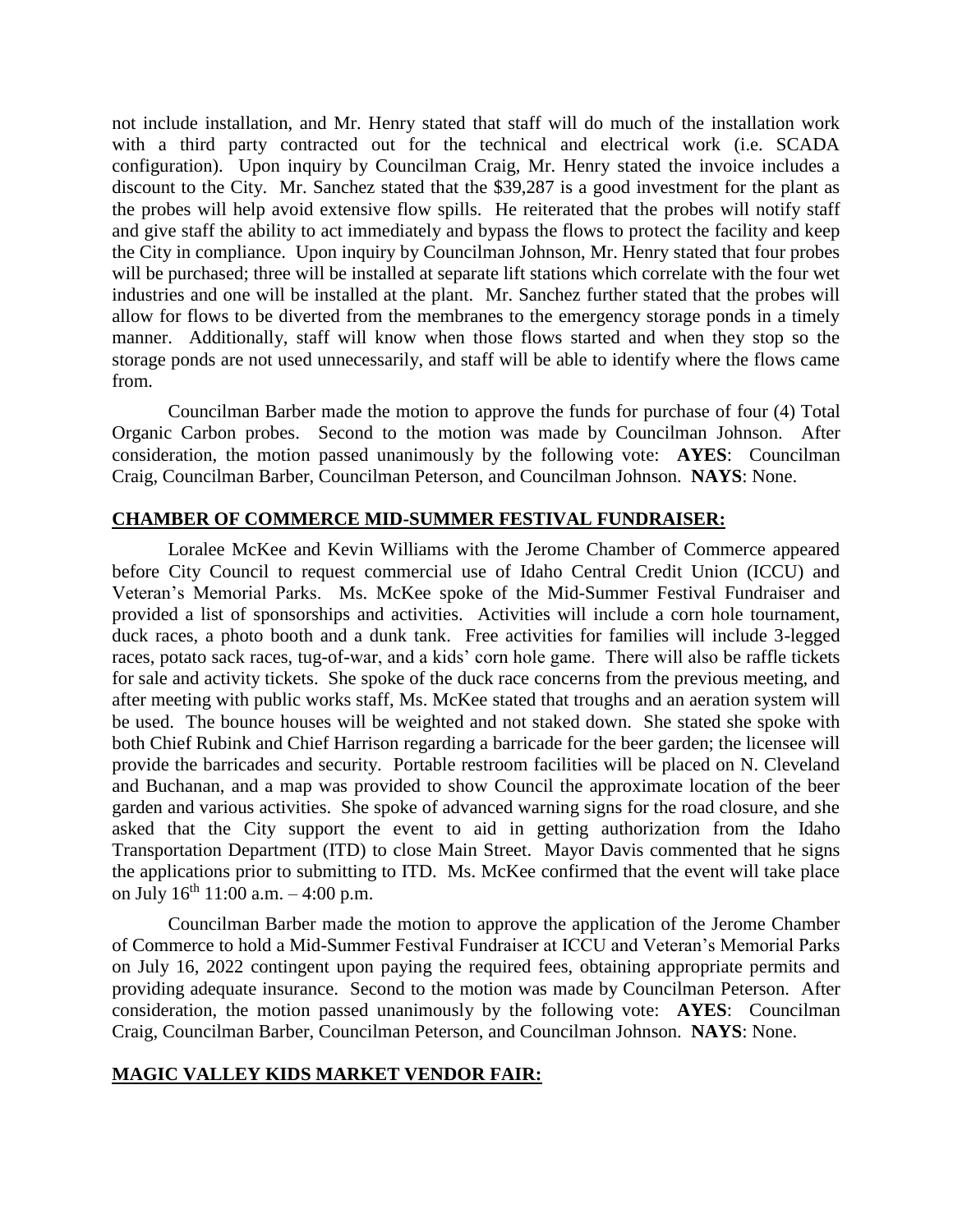not include installation, and Mr. Henry stated that staff will do much of the installation work with a third party contracted out for the technical and electrical work (i.e. SCADA configuration). Upon inquiry by Councilman Craig, Mr. Henry stated the invoice includes a discount to the City. Mr. Sanchez stated that the $39,287 is a good investment for the plant as the probes will help avoid extensive flow spills. He reiterated that the probes will notify staff and give staff the ability to act immediately and bypass the flows to protect the facility and keep the City in compliance. Upon inquiry by Councilman Johnson, Mr. Henry stated that four probes will be purchased; three will be installed at separate lift stations which correlate with the four wet industries and one will be installed at the plant. Mr. Sanchez further stated that the probes will allow for flows to be diverted from the membranes to the emergency storage ponds in a timely manner. Additionally, staff will know when those flows started and when they stop so the storage ponds are not used unnecessarily, and staff will be able to identify where the flows came from.

Councilman Barber made the motion to approve the funds for purchase of four (4) Total Organic Carbon probes. Second to the motion was made by Councilman Johnson. After consideration, the motion passed unanimously by the following vote: **AYES**: Councilman Craig, Councilman Barber, Councilman Peterson, and Councilman Johnson. **NAYS**: None.

## CHAMBER OF COMMERCE MID-SUMMER FESTIVAL FUNDRAISER:

Loralee McKee and Kevin Williams with the Jerome Chamber of Commerce appeared before City Council to request commercial use of Idaho Central Credit Union (ICCU) and Veteran's Memorial Parks. Ms. McKee spoke of the Mid-Summer Festival Fundraiser and provided a list of sponsorships and activities. Activities will include a corn hole tournament, duck races, a photo booth and a dunk tank. Free activities for families will include 3-legged races, potato sack races, tug-of-war, and a kids' corn hole game. There will also be raffle tickets for sale and activity tickets. She spoke of the duck race concerns from the previous meeting, and after meeting with public works staff, Ms. McKee stated that troughs and an aeration system will be used. The bounce houses will be weighted and not staked down. She stated she spoke with both Chief Rubink and Chief Harrison regarding a barricade for the beer garden; the licensee will provide the barricades and security. Portable restroom facilities will be placed on N. Cleveland and Buchanan, and a map was provided to show Council the approximate location of the beer garden and various activities. She spoke of advanced warning signs for the road closure, and she asked that the City support the event to aid in getting authorization from the Idaho Transportation Department (ITD) to close Main Street. Mayor Davis commented that he signs the applications prior to submitting to ITD. Ms. McKee confirmed that the event will take place on July 16th 11:00 a.m. – 4:00 p.m.

Councilman Barber made the motion to approve the application of the Jerome Chamber of Commerce to hold a Mid-Summer Festival Fundraiser at ICCU and Veteran's Memorial Parks on July 16, 2022 contingent upon paying the required fees, obtaining appropriate permits and providing adequate insurance. Second to the motion was made by Councilman Peterson. After consideration, the motion passed unanimously by the following vote: **AYES**: Councilman Craig, Councilman Barber, Councilman Peterson, and Councilman Johnson. **NAYS**: None.

## MAGIC VALLEY KIDS MARKET VENDOR FAIR: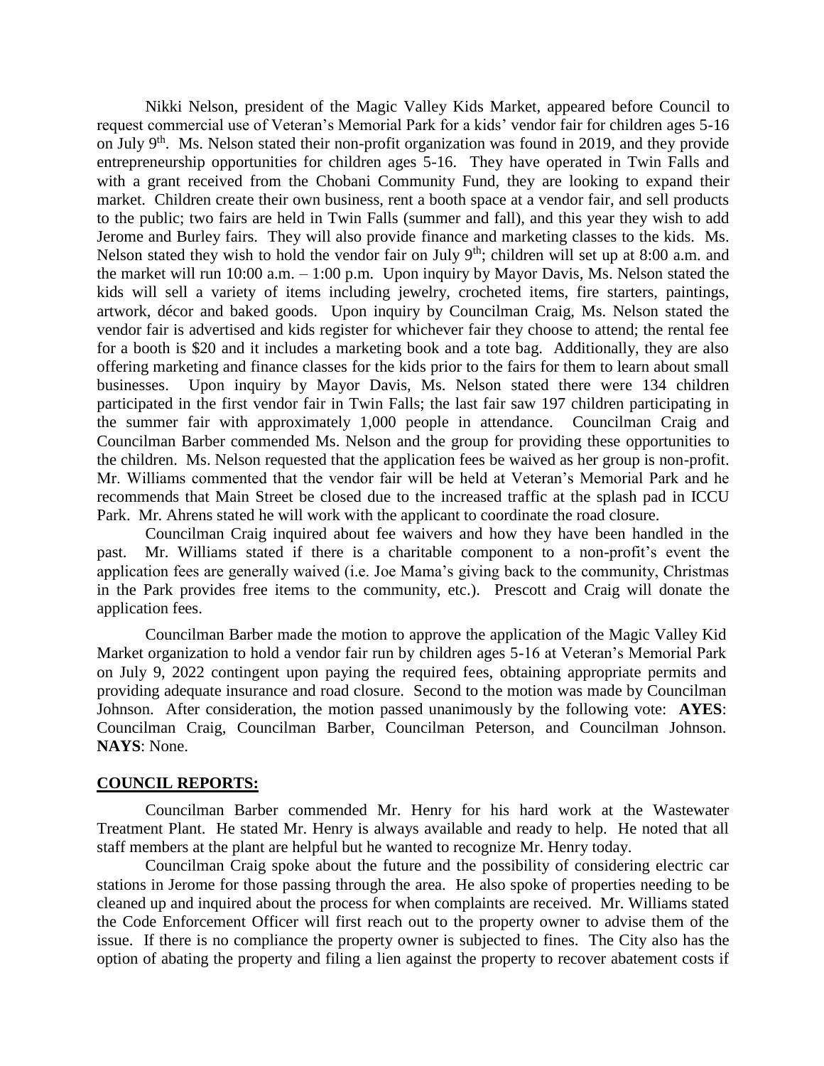Nikki Nelson, president of the Magic Valley Kids Market, appeared before Council to request commercial use of Veteran's Memorial Park for a kids' vendor fair for children ages 5-16 on July 9th. Ms. Nelson stated their non-profit organization was found in 2019, and they provide entrepreneurship opportunities for children ages 5-16. They have operated in Twin Falls and with a grant received from the Chobani Community Fund, they are looking to expand their market. Children create their own business, rent a booth space at a vendor fair, and sell products to the public; two fairs are held in Twin Falls (summer and fall), and this year they wish to add Jerome and Burley fairs. They will also provide finance and marketing classes to the kids. Ms. Nelson stated they wish to hold the vendor fair on July 9th; children will set up at 8:00 a.m. and the market will run 10:00 a.m. – 1:00 p.m. Upon inquiry by Mayor Davis, Ms. Nelson stated the kids will sell a variety of items including jewelry, crocheted items, fire starters, paintings, artwork, décor and baked goods. Upon inquiry by Councilman Craig, Ms. Nelson stated the vendor fair is advertised and kids register for whichever fair they choose to attend; the rental fee for a booth is $20 and it includes a marketing book and a tote bag. Additionally, they are also offering marketing and finance classes for the kids prior to the fairs for them to learn about small businesses. Upon inquiry by Mayor Davis, Ms. Nelson stated there were 134 children participated in the first vendor fair in Twin Falls; the last fair saw 197 children participating in the summer fair with approximately 1,000 people in attendance. Councilman Craig and Councilman Barber commended Ms. Nelson and the group for providing these opportunities to the children. Ms. Nelson requested that the application fees be waived as her group is non-profit. Mr. Williams commented that the vendor fair will be held at Veteran's Memorial Park and he recommends that Main Street be closed due to the increased traffic at the splash pad in ICCU Park. Mr. Ahrens stated he will work with the applicant to coordinate the road closure.

Councilman Craig inquired about fee waivers and how they have been handled in the past. Mr. Williams stated if there is a charitable component to a non-profit's event the application fees are generally waived (i.e. Joe Mama's giving back to the community, Christmas in the Park provides free items to the community, etc.). Prescott and Craig will donate the application fees.

Councilman Barber made the motion to approve the application of the Magic Valley Kid Market organization to hold a vendor fair run by children ages 5-16 at Veteran's Memorial Park on July 9, 2022 contingent upon paying the required fees, obtaining appropriate permits and providing adequate insurance and road closure. Second to the motion was made by Councilman Johnson. After consideration, the motion passed unanimously by the following vote: **AYES**: Councilman Craig, Councilman Barber, Councilman Peterson, and Councilman Johnson. **NAYS**: None.

## COUNCIL REPORTS:

Councilman Barber commended Mr. Henry for his hard work at the Wastewater Treatment Plant. He stated Mr. Henry is always available and ready to help. He noted that all staff members at the plant are helpful but he wanted to recognize Mr. Henry today.

Councilman Craig spoke about the future and the possibility of considering electric car stations in Jerome for those passing through the area. He also spoke of properties needing to be cleaned up and inquired about the process for when complaints are received. Mr. Williams stated the Code Enforcement Officer will first reach out to the property owner to advise them of the issue. If there is no compliance the property owner is subjected to fines. The City also has the option of abating the property and filing a lien against the property to recover abatement costs if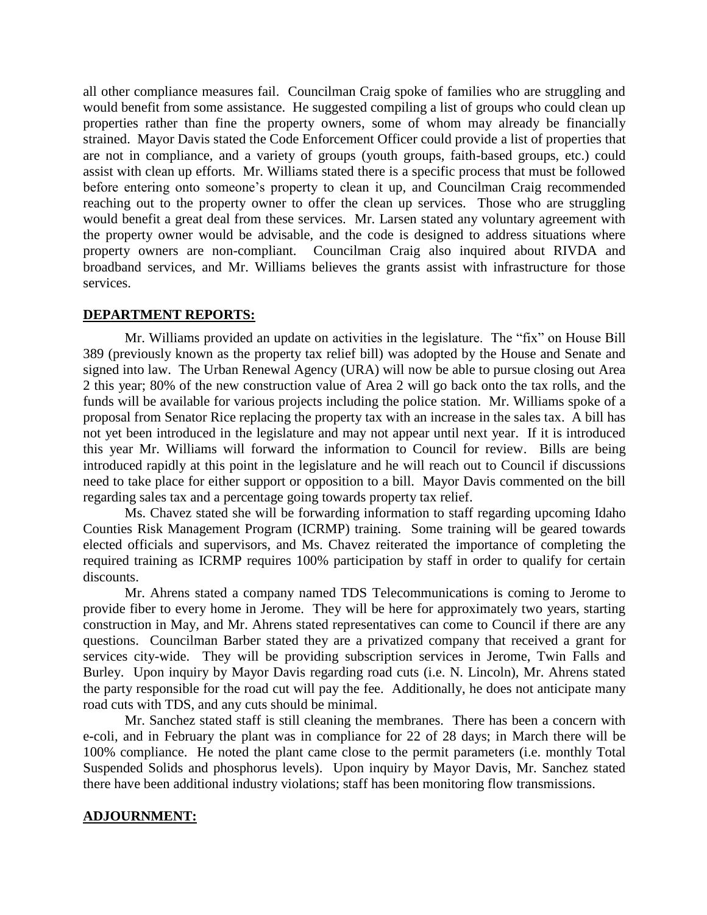all other compliance measures fail. Councilman Craig spoke of families who are struggling and would benefit from some assistance. He suggested compiling a list of groups who could clean up properties rather than fine the property owners, some of whom may already be financially strained. Mayor Davis stated the Code Enforcement Officer could provide a list of properties that are not in compliance, and a variety of groups (youth groups, faith-based groups, etc.) could assist with clean up efforts. Mr. Williams stated there is a specific process that must be followed before entering onto someone's property to clean it up, and Councilman Craig recommended reaching out to the property owner to offer the clean up services. Those who are struggling would benefit a great deal from these services. Mr. Larsen stated any voluntary agreement with the property owner would be advisable, and the code is designed to address situations where property owners are non-compliant. Councilman Craig also inquired about RIVDA and broadband services, and Mr. Williams believes the grants assist with infrastructure for those services.

**DEPARTMENT REPORTS:**

Mr. Williams provided an update on activities in the legislature. The "fix" on House Bill 389 (previously known as the property tax relief bill) was adopted by the House and Senate and signed into law. The Urban Renewal Agency (URA) will now be able to pursue closing out Area 2 this year; 80% of the new construction value of Area 2 will go back onto the tax rolls, and the funds will be available for various projects including the police station. Mr. Williams spoke of a proposal from Senator Rice replacing the property tax with an increase in the sales tax. A bill has not yet been introduced in the legislature and may not appear until next year. If it is introduced this year Mr. Williams will forward the information to Council for review. Bills are being introduced rapidly at this point in the legislature and he will reach out to Council if discussions need to take place for either support or opposition to a bill. Mayor Davis commented on the bill regarding sales tax and a percentage going towards property tax relief.

Ms. Chavez stated she will be forwarding information to staff regarding upcoming Idaho Counties Risk Management Program (ICRMP) training. Some training will be geared towards elected officials and supervisors, and Ms. Chavez reiterated the importance of completing the required training as ICRMP requires 100% participation by staff in order to qualify for certain discounts.

Mr. Ahrens stated a company named TDS Telecommunications is coming to Jerome to provide fiber to every home in Jerome. They will be here for approximately two years, starting construction in May, and Mr. Ahrens stated representatives can come to Council if there are any questions. Councilman Barber stated they are a privatized company that received a grant for services city-wide. They will be providing subscription services in Jerome, Twin Falls and Burley. Upon inquiry by Mayor Davis regarding road cuts (i.e. N. Lincoln), Mr. Ahrens stated the party responsible for the road cut will pay the fee. Additionally, he does not anticipate many road cuts with TDS, and any cuts should be minimal.

Mr. Sanchez stated staff is still cleaning the membranes. There has been a concern with e-coli, and in February the plant was in compliance for 22 of 28 days; in March there will be 100% compliance. He noted the plant came close to the permit parameters (i.e. monthly Total Suspended Solids and phosphorus levels). Upon inquiry by Mayor Davis, Mr. Sanchez stated there have been additional industry violations; staff has been monitoring flow transmissions.

**ADJOURNMENT:**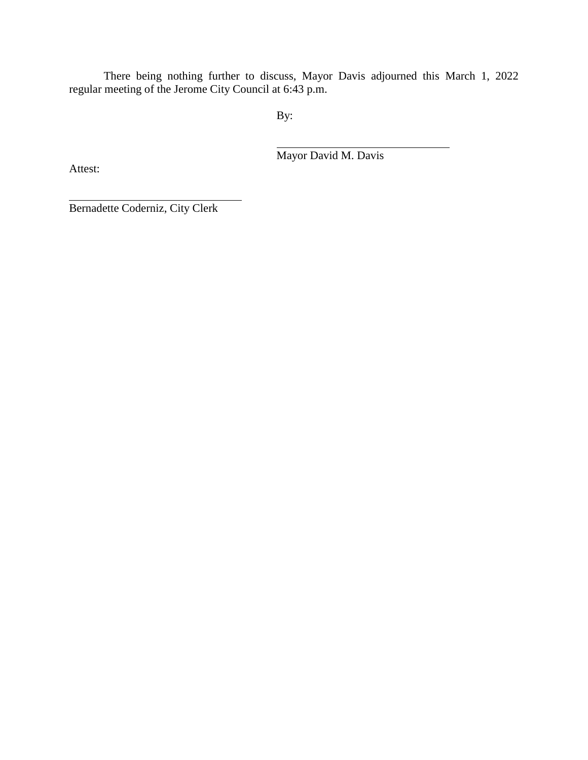There being nothing further to discuss, Mayor Davis adjourned this March 1, 2022 regular meeting of the Jerome City Council at 6:43 p.m.

By:

\_\_\_\_\_\_\_\_\_\_\_\_\_\_\_\_\_\_\_\_\_\_\_\_\_\_\_\_\_\_\_\_

Mayor David M. Davis

Attest:

\_\_\_\_\_\_\_\_\_\_\_\_\_\_\_\_\_\_\_\_\_\_\_\_\_\_\_\_\_\_\_\_

Bernadette Coderniz, City Clerk